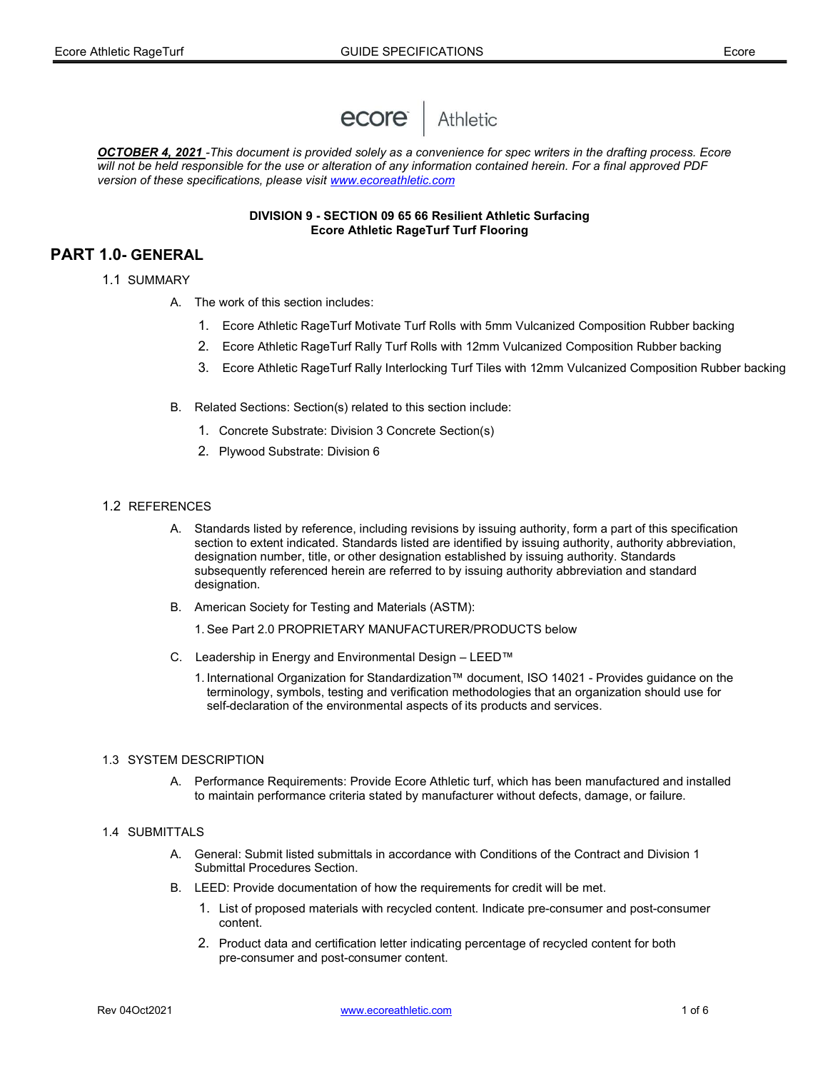***OCTOBER 4, 2021*** *-This document is provided solely as a convenience for spec writers in the drafting process. Ecore will not be held responsible for the use or alteration of any information contained herein. For a final approved PDF version of these specifications, please visit [www.ecoreathletic.com](http://www.ecoreathletic.com)*

**DIVISION 9 - SECTION 09 65 66 Resilient Athletic Surfacing**
**Ecore Athletic RageTurf Turf Flooring**

# PART 1.0- GENERAL

## 1.1 SUMMARY

A. The work of this section includes:

1. Ecore Athletic RageTurf Motivate Turf Rolls with 5mm Vulcanized Composition Rubber backing
2. Ecore Athletic RageTurf Rally Turf Rolls with 12mm Vulcanized Composition Rubber backing
3. Ecore Athletic RageTurf Rally Interlocking Turf Tiles with 12mm Vulcanized Composition Rubber backing

B. Related Sections: Section(s) related to this section include:

1. Concrete Substrate: Division 3 Concrete Section(s)
2. Plywood Substrate: Division 6

## 1.2 REFERENCES

A. Standards listed by reference, including revisions by issuing authority, form a part of this specification section to extent indicated. Standards listed are identified by issuing authority, authority abbreviation, designation number, title, or other designation established by issuing authority. Standards subsequently referenced herein are referred to by issuing authority abbreviation and standard designation.

B. American Society for Testing and Materials (ASTM):

1. See Part 2.0 PROPRIETARY MANUFACTURER/PRODUCTS below

C. Leadership in Energy and Environmental Design – LEED™

1. International Organization for Standardization™ document, ISO 14021 - Provides guidance on the terminology, symbols, testing and verification methodologies that an organization should use for self-declaration of the environmental aspects of its products and services.

## 1.3 SYSTEM DESCRIPTION

A. Performance Requirements: Provide Ecore Athletic turf, which has been manufactured and installed to maintain performance criteria stated by manufacturer without defects, damage, or failure.

## 1.4 SUBMITTALS

A. General: Submit listed submittals in accordance with Conditions of the Contract and Division 1 Submittal Procedures Section.

B. LEED: Provide documentation of how the requirements for credit will be met.

1. List of proposed materials with recycled content. Indicate pre-consumer and post-consumer content.
2. Product data and certification letter indicating percentage of recycled content for both pre-consumer and post-consumer content.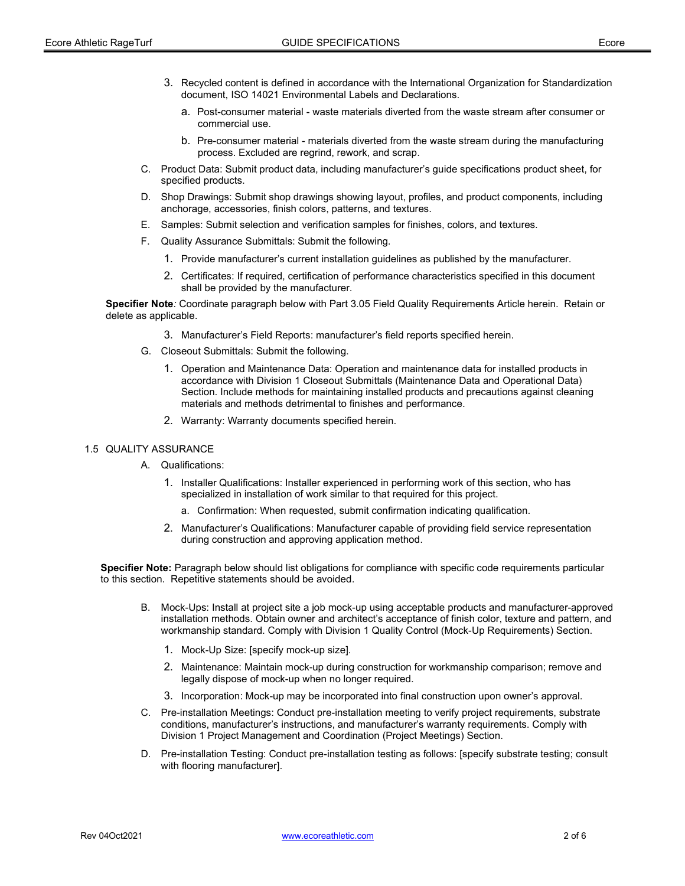3. Recycled content is defined in accordance with the International Organization for Standardization document, ISO 14021 Environmental Labels and Declarations.

   a. Post-consumer material - waste materials diverted from the waste stream after consumer or commercial use.

   b. Pre-consumer material - materials diverted from the waste stream during the manufacturing process. Excluded are regrind, rework, and scrap.

C. Product Data: Submit product data, including manufacturer's guide specifications product sheet, for specified products.

D. Shop Drawings: Submit shop drawings showing layout, profiles, and product components, including anchorage, accessories, finish colors, patterns, and textures.

E. Samples: Submit selection and verification samples for finishes, colors, and textures.

F. Quality Assurance Submittals: Submit the following.

   1. Provide manufacturer's current installation guidelines as published by the manufacturer.

   2. Certificates: If required, certification of performance characteristics specified in this document shall be provided by the manufacturer.

**Specifier Note***:* Coordinate paragraph below with Part 3.05 Field Quality Requirements Article herein. Retain or delete as applicable.

   3. Manufacturer's Field Reports: manufacturer's field reports specified herein.

G. Closeout Submittals: Submit the following.

   1. Operation and Maintenance Data: Operation and maintenance data for installed products in accordance with Division 1 Closeout Submittals (Maintenance Data and Operational Data) Section. Include methods for maintaining installed products and precautions against cleaning materials and methods detrimental to finishes and performance.

   2. Warranty: Warranty documents specified herein.

1.5 QUALITY ASSURANCE

A. Qualifications:

   1. Installer Qualifications: Installer experienced in performing work of this section, who has specialized in installation of work similar to that required for this project.

      a. Confirmation: When requested, submit confirmation indicating qualification.

   2. Manufacturer's Qualifications: Manufacturer capable of providing field service representation during construction and approving application method.

**Specifier Note:** Paragraph below should list obligations for compliance with specific code requirements particular to this section. Repetitive statements should be avoided.

B. Mock-Ups: Install at project site a job mock-up using acceptable products and manufacturer-approved installation methods. Obtain owner and architect's acceptance of finish color, texture and pattern, and workmanship standard. Comply with Division 1 Quality Control (Mock-Up Requirements) Section.

   1. Mock-Up Size: [specify mock-up size].

   2. Maintenance: Maintain mock-up during construction for workmanship comparison; remove and legally dispose of mock-up when no longer required.

   3. Incorporation: Mock-up may be incorporated into final construction upon owner's approval.

C. Pre-installation Meetings: Conduct pre-installation meeting to verify project requirements, substrate conditions, manufacturer's instructions, and manufacturer's warranty requirements. Comply with Division 1 Project Management and Coordination (Project Meetings) Section.

D. Pre-installation Testing: Conduct pre-installation testing as follows: [specify substrate testing; consult with flooring manufacturer].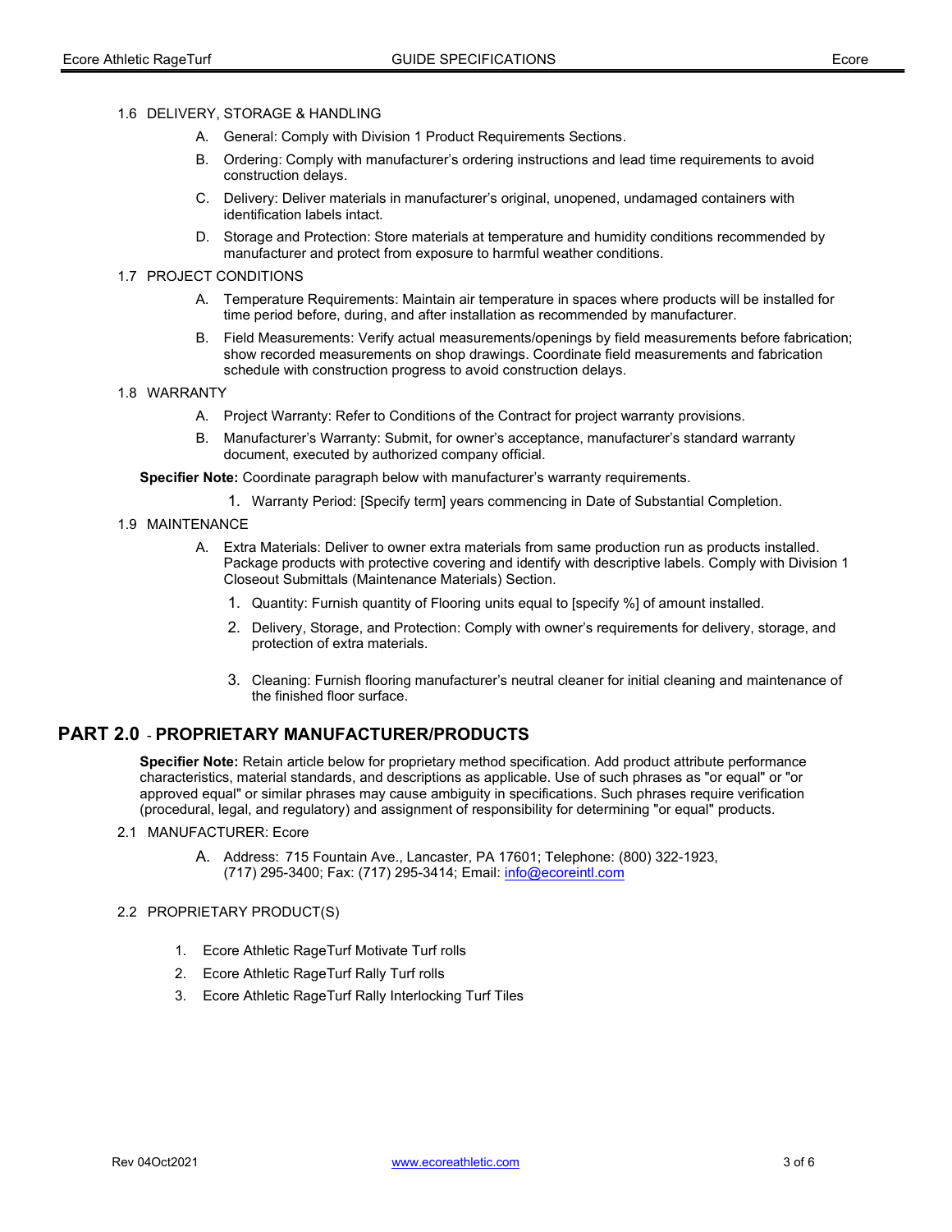### 1.6 DELIVERY, STORAGE & HANDLING

A. General: Comply with Division 1 Product Requirements Sections.

B. Ordering: Comply with manufacturer's ordering instructions and lead time requirements to avoid construction delays.

C. Delivery: Deliver materials in manufacturer's original, unopened, undamaged containers with identification labels intact.

D. Storage and Protection: Store materials at temperature and humidity conditions recommended by manufacturer and protect from exposure to harmful weather conditions.

### 1.7 PROJECT CONDITIONS

A. Temperature Requirements: Maintain air temperature in spaces where products will be installed for time period before, during, and after installation as recommended by manufacturer.

B. Field Measurements: Verify actual measurements/openings by field measurements before fabrication; show recorded measurements on shop drawings. Coordinate field measurements and fabrication schedule with construction progress to avoid construction delays.

### 1.8 WARRANTY

A. Project Warranty: Refer to Conditions of the Contract for project warranty provisions.

B. Manufacturer's Warranty: Submit, for owner's acceptance, manufacturer's standard warranty document, executed by authorized company official.

**Specifier Note:** Coordinate paragraph below with manufacturer's warranty requirements.

1. Warranty Period: [Specify term] years commencing in Date of Substantial Completion.

### 1.9 MAINTENANCE

A. Extra Materials: Deliver to owner extra materials from same production run as products installed. Package products with protective covering and identify with descriptive labels. Comply with Division 1 Closeout Submittals (Maintenance Materials) Section.

1. Quantity: Furnish quantity of Flooring units equal to [specify %] of amount installed.
2. Delivery, Storage, and Protection: Comply with owner's requirements for delivery, storage, and protection of extra materials.
3. Cleaning: Furnish flooring manufacturer's neutral cleaner for initial cleaning and maintenance of the finished floor surface.

## PART 2.0 - PROPRIETARY MANUFACTURER/PRODUCTS

**Specifier Note:** Retain article below for proprietary method specification. Add product attribute performance characteristics, material standards, and descriptions as applicable. Use of such phrases as "or equal" or "or approved equal" or similar phrases may cause ambiguity in specifications. Such phrases require verification (procedural, legal, and regulatory) and assignment of responsibility for determining "or equal" products.

### 2.1 MANUFACTURER: Ecore

A. Address: 715 Fountain Ave., Lancaster, PA 17601; Telephone: (800) 322-1923, (717) 295-3400; Fax: (717) 295-3414; Email: info@ecoreintl.com

### 2.2 PROPRIETARY PRODUCT(S)

1. Ecore Athletic RageTurf Motivate Turf rolls
2. Ecore Athletic RageTurf Rally Turf rolls
3. Ecore Athletic RageTurf Rally Interlocking Turf Tiles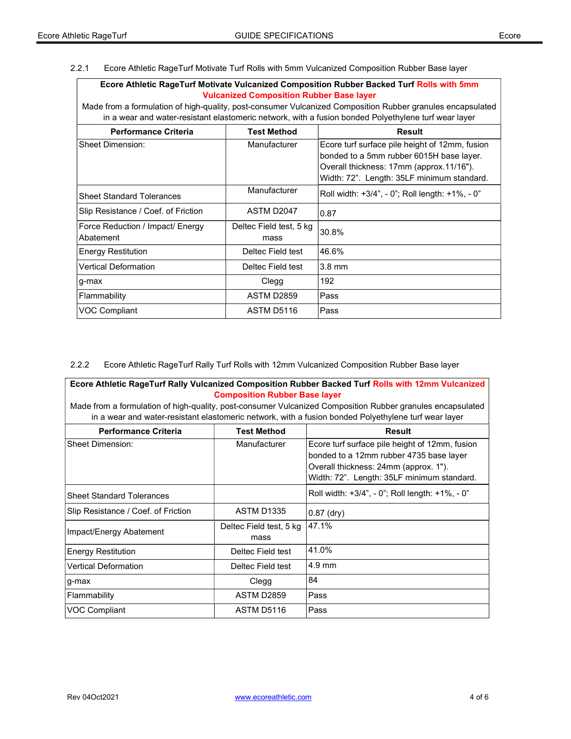2.2.1 Ecore Athletic RageTurf Motivate Turf Rolls with 5mm Vulcanized Composition Rubber Base layer

| **Ecore Athletic RageTurf Motivate Vulcanized Composition Rubber Backed Turf Rolls with 5mm Vulcanized Composition Rubber Base layer**<br>Made from a formulation of high-quality, post-consumer Vulcanized Composition Rubber granules encapsulated in a wear and water-resistant elastomeric network, with a fusion bonded Polyethylene turf wear layer | | |
|---|---|---|
| **Performance Criteria** | **Test Method** | **Result** |
| Sheet Dimension: | Manufacturer | Ecore turf surface pile height of 12mm, fusion bonded to a 5mm rubber 6015H base layer. Overall thickness: 17mm (approx.11/16"). Width: 72". Length: 35LF minimum standard. |
| Sheet Standard Tolerances | Manufacturer | Roll width: +3/4", - 0"; Roll length: +1%, - 0" |
| Slip Resistance / Coef. of Friction | ASTM D2047 | 0.87 |
| Force Reduction / Impact/ Energy Abatement | Deltec Field test, 5 kg mass | 30.8% |
| Energy Restitution | Deltec Field test | 46.6% |
| Vertical Deformation | Deltec Field test | 3.8 mm |
| g-max | Clegg | 192 |
| Flammability | ASTM D2859 | Pass |
| VOC Compliant | ASTM D5116 | Pass |

2.2.2 Ecore Athletic RageTurf Rally Turf Rolls with 12mm Vulcanized Composition Rubber Base layer

| **Ecore Athletic RageTurf Rally Vulcanized Composition Rubber Backed Turf Rolls with 12mm Vulcanized Composition Rubber Base layer**<br>Made from a formulation of high-quality, post-consumer Vulcanized Composition Rubber granules encapsulated in a wear and water-resistant elastomeric network, with a fusion bonded Polyethylene turf wear layer | | |
|---|---|---|
| **Performance Criteria** | **Test Method** | **Result** |
| Sheet Dimension: | Manufacturer | Ecore turf surface pile height of 12mm, fusion bonded to a 12mm rubber 4735 base layer Overall thickness: 24mm (approx. 1"). Width: 72". Length: 35LF minimum standard. |
| Sheet Standard Tolerances | | Roll width: +3/4", - 0"; Roll length: +1%, - 0" |
| Slip Resistance / Coef. of Friction | ASTM D1335 | 0.87 (dry) |
| Impact/Energy Abatement | Deltec Field test, 5 kg mass | 47.1% |
| Energy Restitution | Deltec Field test | 41.0% |
| Vertical Deformation | Deltec Field test | 4.9 mm |
| g-max | Clegg | 84 |
| Flammability | ASTM D2859 | Pass |
| VOC Compliant | ASTM D5116 | Pass |

Rev 04Oct2021 www.ecoreathletic.com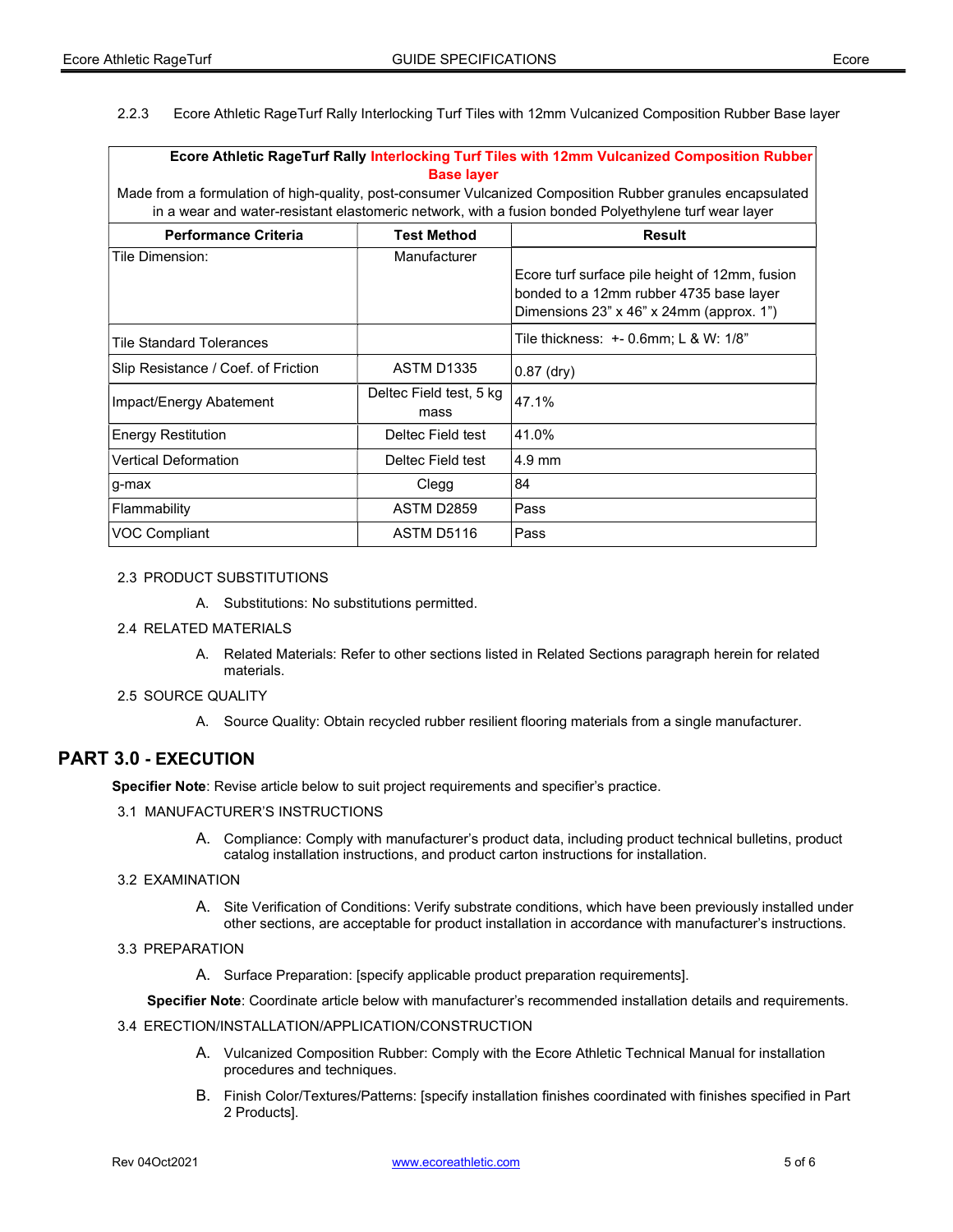2.2.3 Ecore Athletic RageTurf Rally Interlocking Turf Tiles with 12mm Vulcanized Composition Rubber Base layer

| **Ecore Athletic RageTurf Rally Interlocking Turf Tiles with 12mm Vulcanized Composition Rubber Base layer** Made from a formulation of high-quality, post-consumer Vulcanized Composition Rubber granules encapsulated in a wear and water-resistant elastomeric network, with a fusion bonded Polyethylene turf wear layer | | |
|---|---|---|
| **Performance Criteria** | **Test Method** | **Result** |
| Tile Dimension: | Manufacturer | Ecore turf surface pile height of 12mm, fusion bonded to a 12mm rubber 4735 base layer Dimensions 23" x 46" x 24mm (approx. 1") |
| Tile Standard Tolerances | | Tile thickness: +- 0.6mm; L & W: 1/8" |
| Slip Resistance / Coef. of Friction | ASTM D1335 | 0.87 (dry) |
| Impact/Energy Abatement | Deltec Field test, 5 kg mass | 47.1% |
| Energy Restitution | Deltec Field test | 41.0% |
| Vertical Deformation | Deltec Field test | 4.9 mm |
| g-max | Clegg | 84 |
| Flammability | ASTM D2859 | Pass |
| VOC Compliant | ASTM D5116 | Pass |

2.3 PRODUCT SUBSTITUTIONS

A. Substitutions: No substitutions permitted.

2.4 RELATED MATERIALS

A. Related Materials: Refer to other sections listed in Related Sections paragraph herein for related materials.

2.5 SOURCE QUALITY

A. Source Quality: Obtain recycled rubber resilient flooring materials from a single manufacturer.

## PART 3.0 - EXECUTION

**Specifier Note**: Revise article below to suit project requirements and specifier's practice.

3.1 MANUFACTURER'S INSTRUCTIONS

A. Compliance: Comply with manufacturer's product data, including product technical bulletins, product catalog installation instructions, and product carton instructions for installation.

3.2 EXAMINATION

A. Site Verification of Conditions: Verify substrate conditions, which have been previously installed under other sections, are acceptable for product installation in accordance with manufacturer's instructions.

3.3 PREPARATION

A. Surface Preparation: [specify applicable product preparation requirements].

**Specifier Note**: Coordinate article below with manufacturer's recommended installation details and requirements.

3.4 ERECTION/INSTALLATION/APPLICATION/CONSTRUCTION

A. Vulcanized Composition Rubber: Comply with the Ecore Athletic Technical Manual for installation procedures and techniques.

B. Finish Color/Textures/Patterns: [specify installation finishes coordinated with finishes specified in Part 2 Products].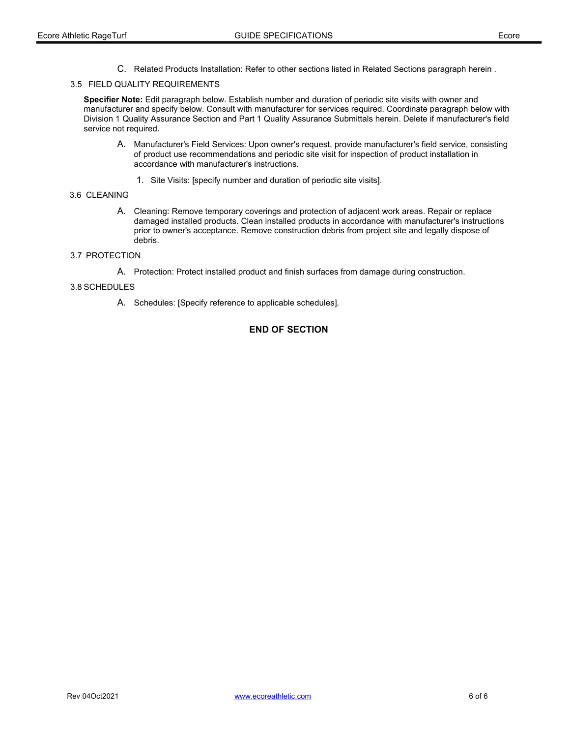C. Related Products Installation: Refer to other sections listed in Related Sections paragraph herein .

### 3.5 FIELD QUALITY REQUIREMENTS

**Specifier Note:** Edit paragraph below. Establish number and duration of periodic site visits with owner and manufacturer and specify below. Consult with manufacturer for services required. Coordinate paragraph below with Division 1 Quality Assurance Section and Part 1 Quality Assurance Submittals herein. Delete if manufacturer's field service not required.

A. Manufacturer's Field Services: Upon owner's request, provide manufacturer's field service, consisting of product use recommendations and periodic site visit for inspection of product installation in accordance with manufacturer's instructions.

1. Site Visits: [specify number and duration of periodic site visits].

### 3.6 CLEANING

A. Cleaning: Remove temporary coverings and protection of adjacent work areas. Repair or replace damaged installed products. Clean installed products in accordance with manufacturer's instructions prior to owner's acceptance. Remove construction debris from project site and legally dispose of debris.

### 3.7 PROTECTION

A. Protection: Protect installed product and finish surfaces from damage during construction.

### 3.8 SCHEDULES

A. Schedules: [Specify reference to applicable schedules].

**END OF SECTION**